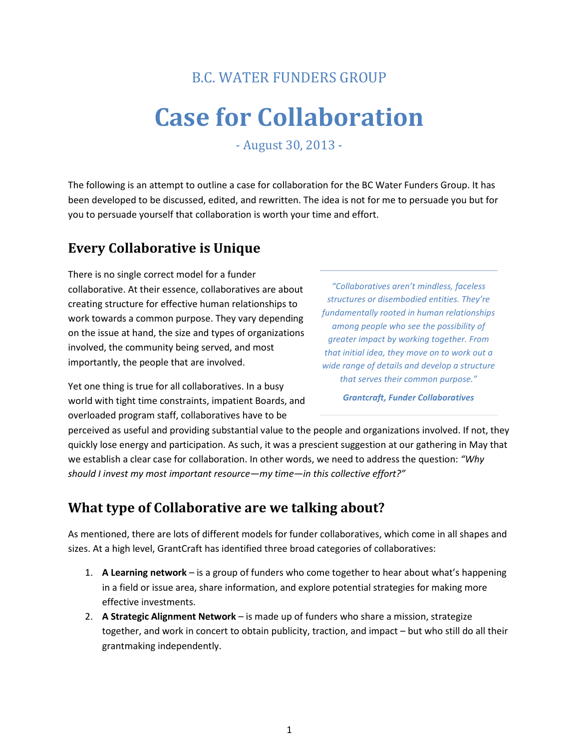B.C. WATER FUNDERS GROUP

# Case for Collaboration

- August 30, 2013 -

The following is an attempt to outline a case for collaboration for the BC Water Funders Group. It has been developed to be discussed, edited, and rewritten. The idea is not for me to persuade you but for you to persuade yourself that collaboration is worth your time and effort.

## Every Collaborative is Unique

There is no single correct model for a funder collaborative. At their essence, collaboratives are about creating structure for effective human relationships to work towards a common purpose. They vary depending on the issue at hand, the size and types of organizations involved, the community being served, and most importantly, the people that are involved.

> *"Collaboratives aren't mindless, faceless structures or disembodied entities. They're fundamentally rooted in human relationships among people who see the possibility of greater impact by working together. From that initial idea, they move on to work out a wide range of details and develop a structure that serves their common purpose."*
>
> ***Grantcraft, Funder Collaboratives***

Yet one thing is true for all collaboratives. In a busy world with tight time constraints, impatient Boards, and overloaded program staff, collaboratives have to be perceived as useful and providing substantial value to the people and organizations involved. If not, they quickly lose energy and participation. As such, it was a prescient suggestion at our gathering in May that we establish a clear case for collaboration. In other words, we need to address the question: *"Why should I invest my most important resource—my time—in this collective effort?"*

## What type of Collaborative are we talking about?

As mentioned, there are lots of different models for funder collaboratives, which come in all shapes and sizes. At a high level, GrantCraft has identified three broad categories of collaboratives:

1. **A Learning network** – is a group of funders who come together to hear about what's happening in a field or issue area, share information, and explore potential strategies for making more effective investments.
2. **A Strategic Alignment Network** – is made up of funders who share a mission, strategize together, and work in concert to obtain publicity, traction, and impact – but who still do all their grantmaking independently.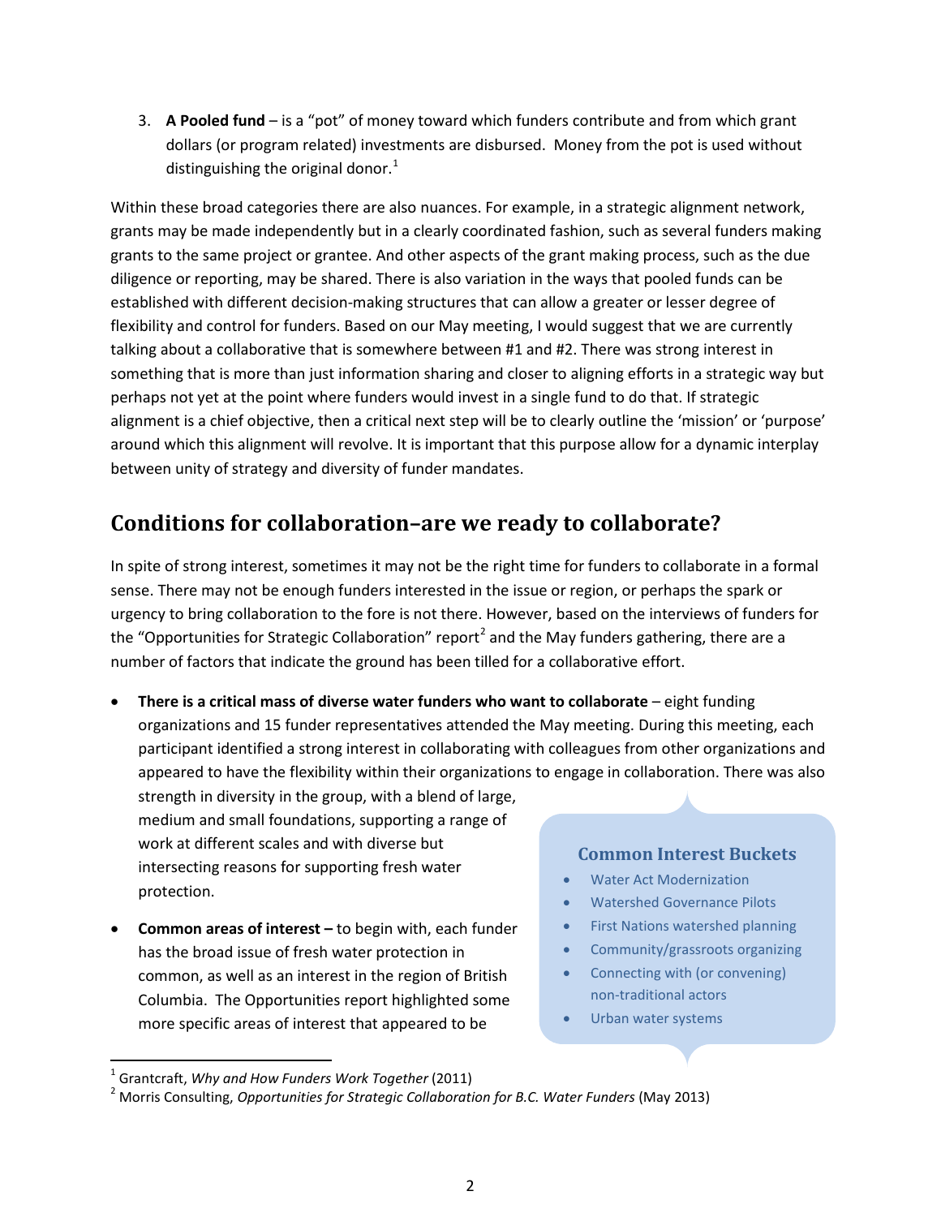3. **A Pooled fund** – is a "pot" of money toward which funders contribute and from which grant dollars (or program related) investments are disbursed. Money from the pot is used without distinguishing the original donor.[1]

Within these broad categories there are also nuances. For example, in a strategic alignment network, grants may be made independently but in a clearly coordinated fashion, such as several funders making grants to the same project or grantee. And other aspects of the grant making process, such as the due diligence or reporting, may be shared. There is also variation in the ways that pooled funds can be established with different decision-making structures that can allow a greater or lesser degree of flexibility and control for funders. Based on our May meeting, I would suggest that we are currently talking about a collaborative that is somewhere between #1 and #2. There was strong interest in something that is more than just information sharing and closer to aligning efforts in a strategic way but perhaps not yet at the point where funders would invest in a single fund to do that. If strategic alignment is a chief objective, then a critical next step will be to clearly outline the 'mission' or 'purpose' around which this alignment will revolve. It is important that this purpose allow for a dynamic interplay between unity of strategy and diversity of funder mandates.

## Conditions for collaboration–are we ready to collaborate?

In spite of strong interest, sometimes it may not be the right time for funders to collaborate in a formal sense. There may not be enough funders interested in the issue or region, or perhaps the spark or urgency to bring collaboration to the fore is not there. However, based on the interviews of funders for the "Opportunities for Strategic Collaboration" report[2] and the May funders gathering, there are a number of factors that indicate the ground has been tilled for a collaborative effort.

- **There is a critical mass of diverse water funders who want to collaborate** – eight funding organizations and 15 funder representatives attended the May meeting. During this meeting, each participant identified a strong interest in collaborating with colleagues from other organizations and appeared to have the flexibility within their organizations to engage in collaboration. There was also strength in diversity in the group, with a blend of large, medium and small foundations, supporting a range of work at different scales and with diverse but intersecting reasons for supporting fresh water protection.
- **Common areas of interest –** to begin with, each funder has the broad issue of fresh water protection in common, as well as an interest in the region of British Columbia. The Opportunities report highlighted some more specific areas of interest that appeared to be

### Common Interest Buckets

- Water Act Modernization
- Watershed Governance Pilots
- First Nations watershed planning
- Community/grassroots organizing
- Connecting with (or convening) non-traditional actors
- Urban water systems

---

[1] Grantcraft, *Why and How Funders Work Together* (2011)

[2] Morris Consulting, *Opportunities for Strategic Collaboration for B.C. Water Funders* (May 2013)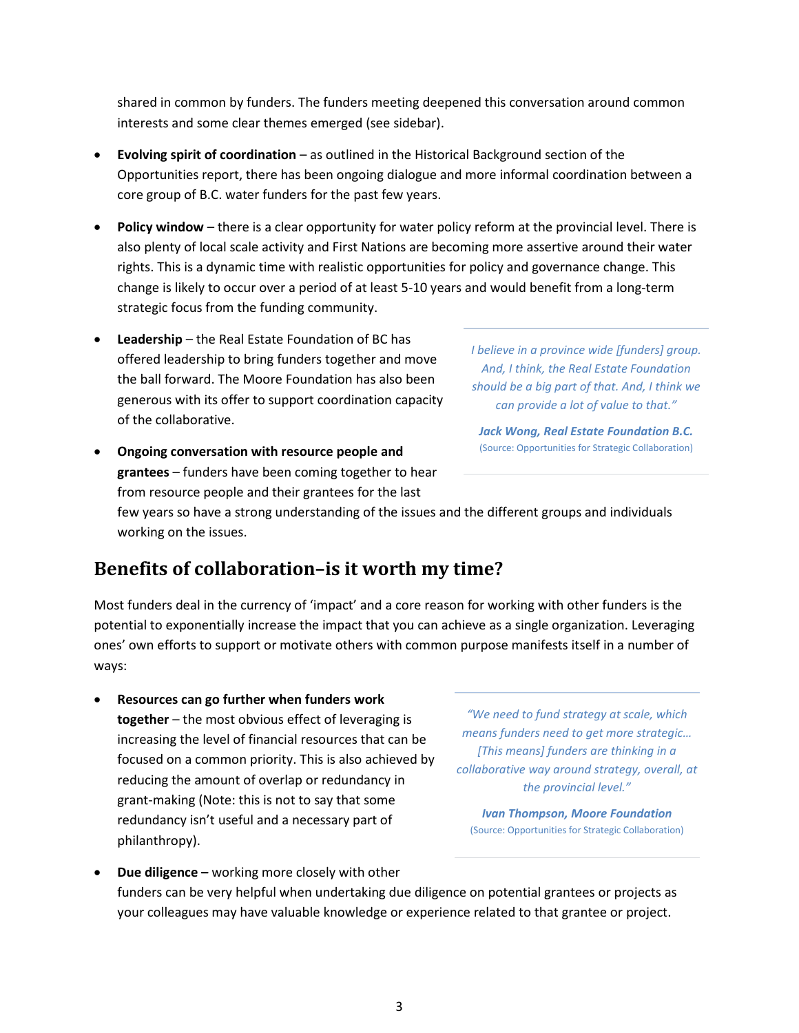shared in common by funders. The funders meeting deepened this conversation around common interests and some clear themes emerged (see sidebar).

- **Evolving spirit of coordination** – as outlined in the Historical Background section of the Opportunities report, there has been ongoing dialogue and more informal coordination between a core group of B.C. water funders for the past few years.

- **Policy window** – there is a clear opportunity for water policy reform at the provincial level. There is also plenty of local scale activity and First Nations are becoming more assertive around their water rights. This is a dynamic time with realistic opportunities for policy and governance change. This change is likely to occur over a period of at least 5-10 years and would benefit from a long-term strategic focus from the funding community.

- **Leadership** – the Real Estate Foundation of BC has offered leadership to bring funders together and move the ball forward. The Moore Foundation has also been generous with its offer to support coordination capacity of the collaborative.

- **Ongoing conversation with resource people and grantees** – funders have been coming together to hear from resource people and their grantees for the last few years so have a strong understanding of the issues and the different groups and individuals working on the issues.

> *I believe in a province wide [funders] group. And, I think, the Real Estate Foundation should be a big part of that. And, I think we can provide a lot of value to that."*
>
> ***Jack Wong, Real Estate Foundation B.C.***
> (Source: Opportunities for Strategic Collaboration)

## Benefits of collaboration–is it worth my time?

Most funders deal in the currency of 'impact' and a core reason for working with other funders is the potential to exponentially increase the impact that you can achieve as a single organization. Leveraging ones' own efforts to support or motivate others with common purpose manifests itself in a number of ways:

- **Resources can go further when funders work together** – the most obvious effect of leveraging is increasing the level of financial resources that can be focused on a common priority. This is also achieved by reducing the amount of overlap or redundancy in grant-making (Note: this is not to say that some redundancy isn't useful and a necessary part of philanthropy).

- **Due diligence –** working more closely with other funders can be very helpful when undertaking due diligence on potential grantees or projects as your colleagues may have valuable knowledge or experience related to that grantee or project.

> *"We need to fund strategy at scale, which means funders need to get more strategic… [This means] funders are thinking in a collaborative way around strategy, overall, at the provincial level."*
>
> ***Ivan Thompson, Moore Foundation***
> (Source: Opportunities for Strategic Collaboration)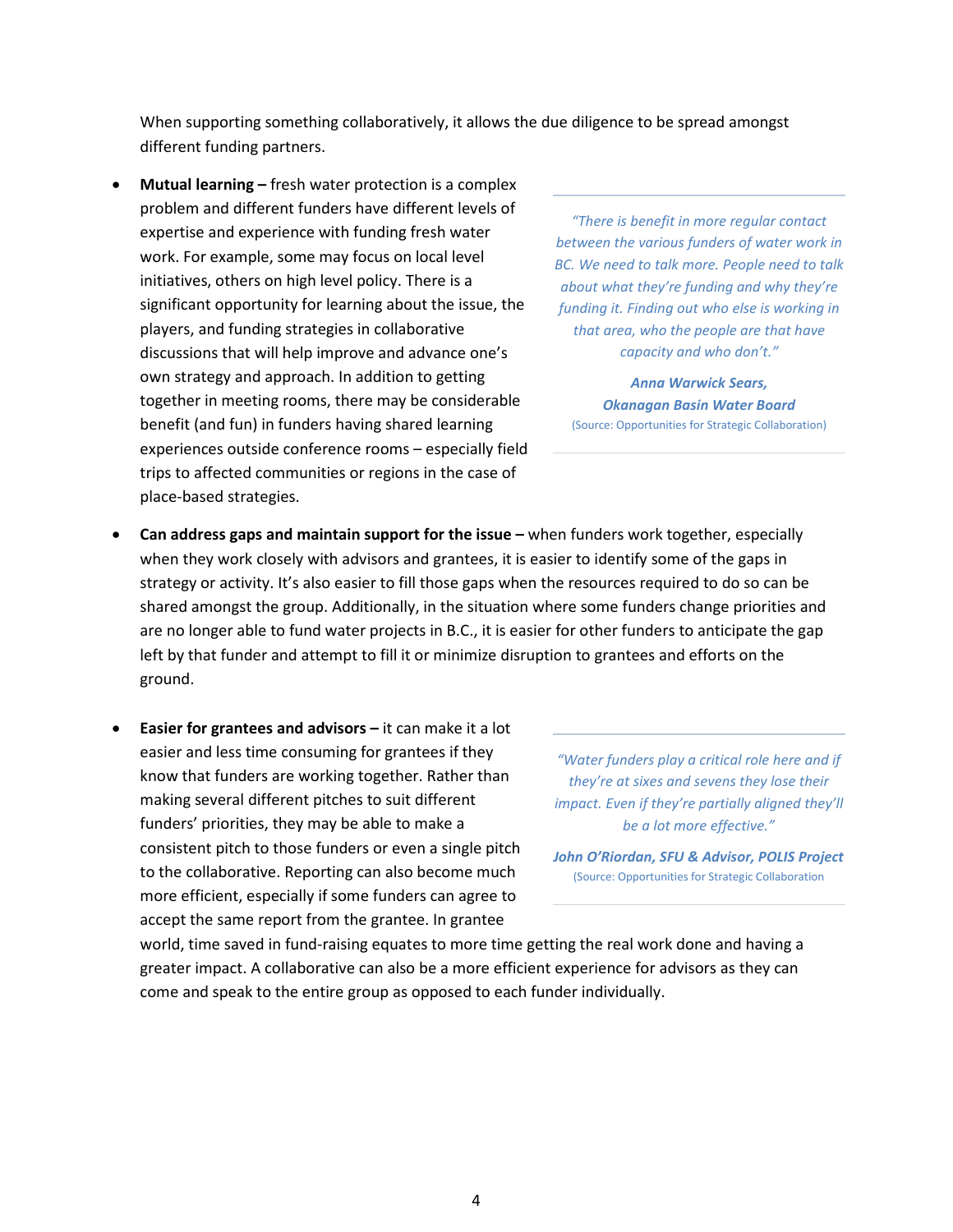When supporting something collaboratively, it allows the due diligence to be spread amongst different funding partners.

- **Mutual learning –** fresh water protection is a complex problem and different funders have different levels of expertise and experience with funding fresh water work. For example, some may focus on local level initiatives, others on high level policy. There is a significant opportunity for learning about the issue, the players, and funding strategies in collaborative discussions that will help improve and advance one's own strategy and approach. In addition to getting together in meeting rooms, there may be considerable benefit (and fun) in funders having shared learning experiences outside conference rooms – especially field trips to affected communities or regions in the case of place-based strategies.

> *"There is benefit in more regular contact between the various funders of water work in BC. We need to talk more. People need to talk about what they're funding and why they're funding it. Finding out who else is working in that area, who the people are that have capacity and who don't."*
>
> ***Anna Warwick Sears, Okanagan Basin Water Board***
> (Source: Opportunities for Strategic Collaboration)

- **Can address gaps and maintain support for the issue –** when funders work together, especially when they work closely with advisors and grantees, it is easier to identify some of the gaps in strategy or activity. It's also easier to fill those gaps when the resources required to do so can be shared amongst the group. Additionally, in the situation where some funders change priorities and are no longer able to fund water projects in B.C., it is easier for other funders to anticipate the gap left by that funder and attempt to fill it or minimize disruption to grantees and efforts on the ground.

- **Easier for grantees and advisors –** it can make it a lot easier and less time consuming for grantees if they know that funders are working together. Rather than making several different pitches to suit different funders' priorities, they may be able to make a consistent pitch to those funders or even a single pitch to the collaborative. Reporting can also become much more efficient, especially if some funders can agree to accept the same report from the grantee. In grantee world, time saved in fund-raising equates to more time getting the real work done and having a greater impact. A collaborative can also be a more efficient experience for advisors as they can come and speak to the entire group as opposed to each funder individually.

> *"Water funders play a critical role here and if they're at sixes and sevens they lose their impact. Even if they're partially aligned they'll be a lot more effective."*
>
> ***John O'Riordan, SFU & Advisor, POLIS Project***
> (Source: Opportunities for Strategic Collaboration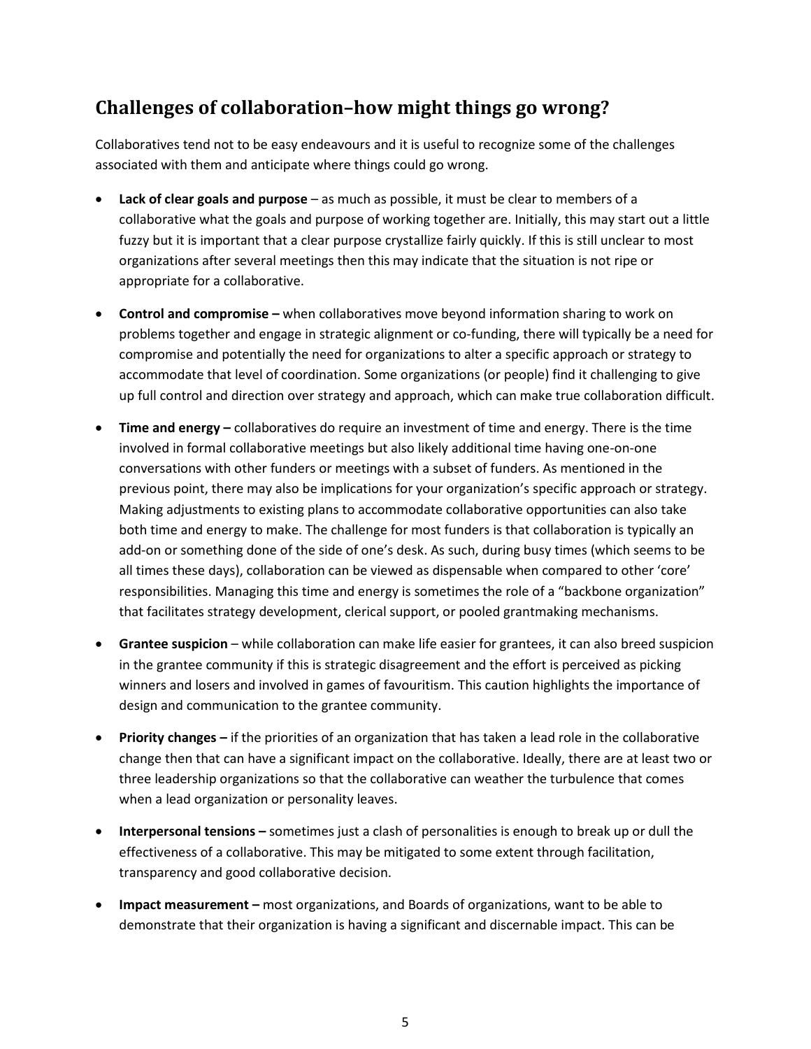## Challenges of collaboration–how might things go wrong?

Collaboratives tend not to be easy endeavours and it is useful to recognize some of the challenges associated with them and anticipate where things could go wrong.

- **Lack of clear goals and purpose** – as much as possible, it must be clear to members of a collaborative what the goals and purpose of working together are. Initially, this may start out a little fuzzy but it is important that a clear purpose crystallize fairly quickly. If this is still unclear to most organizations after several meetings then this may indicate that the situation is not ripe or appropriate for a collaborative.
- **Control and compromise –** when collaboratives move beyond information sharing to work on problems together and engage in strategic alignment or co-funding, there will typically be a need for compromise and potentially the need for organizations to alter a specific approach or strategy to accommodate that level of coordination. Some organizations (or people) find it challenging to give up full control and direction over strategy and approach, which can make true collaboration difficult.
- **Time and energy –** collaboratives do require an investment of time and energy. There is the time involved in formal collaborative meetings but also likely additional time having one-on-one conversations with other funders or meetings with a subset of funders. As mentioned in the previous point, there may also be implications for your organization's specific approach or strategy. Making adjustments to existing plans to accommodate collaborative opportunities can also take both time and energy to make. The challenge for most funders is that collaboration is typically an add-on or something done of the side of one's desk. As such, during busy times (which seems to be all times these days), collaboration can be viewed as dispensable when compared to other 'core' responsibilities. Managing this time and energy is sometimes the role of a "backbone organization" that facilitates strategy development, clerical support, or pooled grantmaking mechanisms.
- **Grantee suspicion** – while collaboration can make life easier for grantees, it can also breed suspicion in the grantee community if this is strategic disagreement and the effort is perceived as picking winners and losers and involved in games of favouritism. This caution highlights the importance of design and communication to the grantee community.
- **Priority changes –** if the priorities of an organization that has taken a lead role in the collaborative change then that can have a significant impact on the collaborative. Ideally, there are at least two or three leadership organizations so that the collaborative can weather the turbulence that comes when a lead organization or personality leaves.
- **Interpersonal tensions –** sometimes just a clash of personalities is enough to break up or dull the effectiveness of a collaborative. This may be mitigated to some extent through facilitation, transparency and good collaborative decision.
- **Impact measurement –** most organizations, and Boards of organizations, want to be able to demonstrate that their organization is having a significant and discernable impact. This can be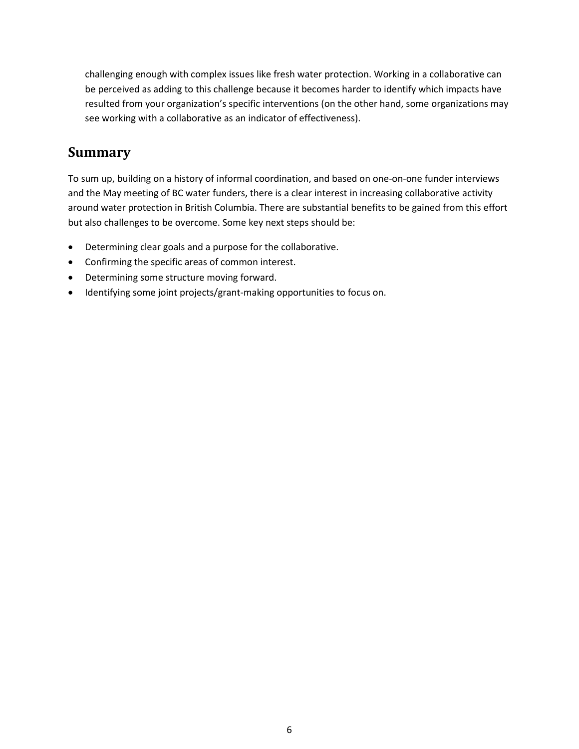challenging enough with complex issues like fresh water protection. Working in a collaborative can be perceived as adding to this challenge because it becomes harder to identify which impacts have resulted from your organization's specific interventions (on the other hand, some organizations may see working with a collaborative as an indicator of effectiveness).

## Summary

To sum up, building on a history of informal coordination, and based on one-on-one funder interviews and the May meeting of BC water funders, there is a clear interest in increasing collaborative activity around water protection in British Columbia. There are substantial benefits to be gained from this effort but also challenges to be overcome. Some key next steps should be:

- Determining clear goals and a purpose for the collaborative.
- Confirming the specific areas of common interest.
- Determining some structure moving forward.
- Identifying some joint projects/grant-making opportunities to focus on.